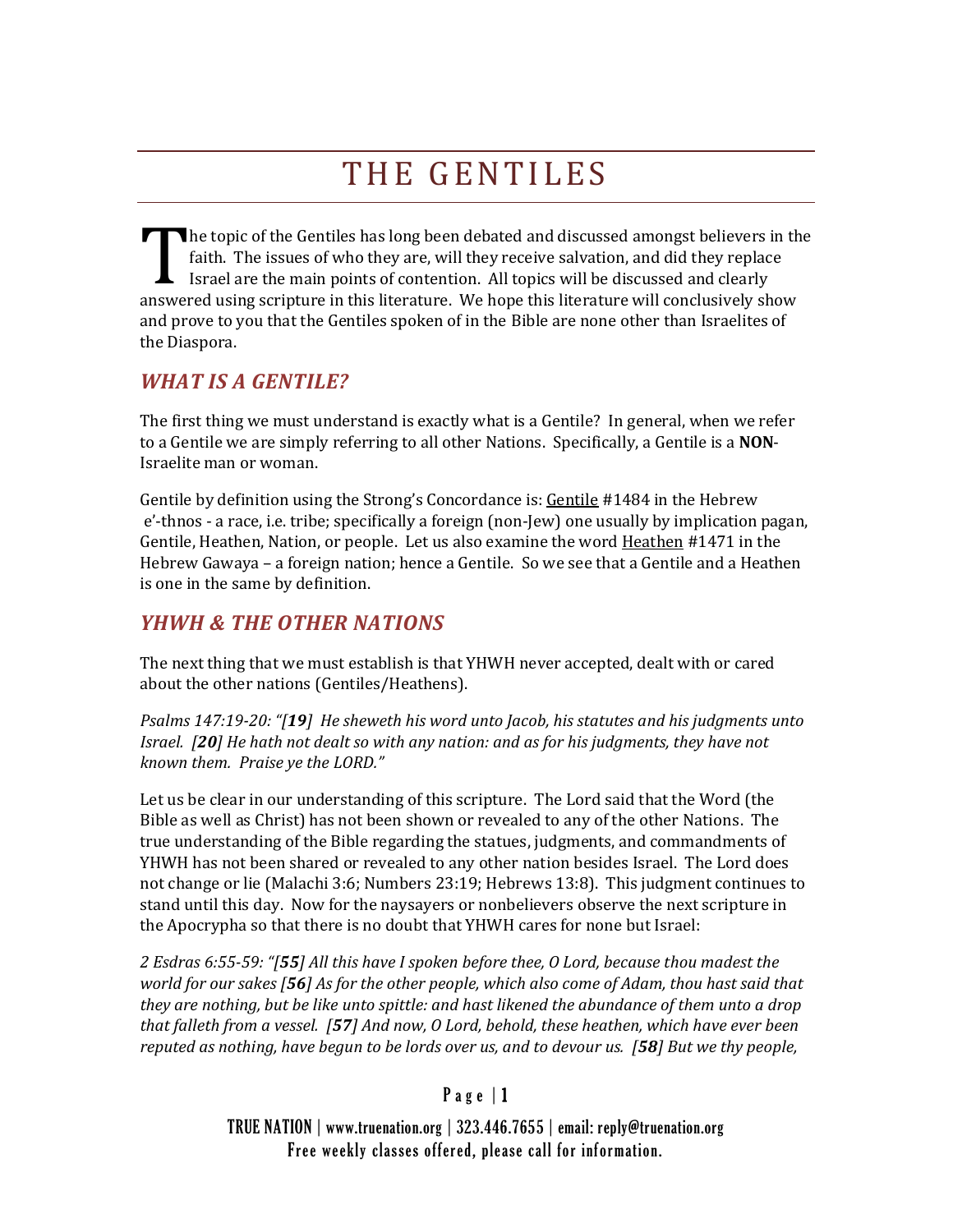# THE GENTILES

The topic of the Gentiles has long been debated and discussed amongst believers in the faith. The issues of who they are, will they receive salvation, and did they replace Israel are the main points of contention. All topics will be discussed and clearly answered using scripture in this literature. We hope this literature will conclusively show and prove to you that the Gentiles spoken of in the Bible are none other than Israelites of the Diaspora.

## *WHAT IS A GENTILE?*

The first thing we must understand is exactly what is a Gentile? In general, when we refer to a Gentile we are simply referring to all other Nations. Specifically, a Gentile is a **NON**-Israelite man or woman.

Gentile by definition using the Strong's Concordance is: Gentile #1484 in the Hebrew e'-thnos - a race, i.e. tribe; specifically a foreign (non-Jew) one usually by implication pagan, Gentile, Heathen, Nation, or people. Let us also examine the word Heathen #1471 in the Hebrew Gawaya – a foreign nation; hence a Gentile. So we see that a Gentile and a Heathen is one in the same by definition.

## *YHWH & THE OTHER NATIONS*

The next thing that we must establish is that YHWH never accepted, dealt with or cared about the other nations (Gentiles/Heathens).

*Psalms 147:19-20: "[**19**] He sheweth his word unto Jacob, his statutes and his judgments unto Israel. [**20**] He hath not dealt so with any nation: and as for his judgments, they have not known them. Praise ye the LORD."*

Let us be clear in our understanding of this scripture. The Lord said that the Word (the Bible as well as Christ) has not been shown or revealed to any of the other Nations. The true understanding of the Bible regarding the statues, judgments, and commandments of YHWH has not been shared or revealed to any other nation besides Israel. The Lord does not change or lie (Malachi 3:6; Numbers 23:19; Hebrews 13:8). This judgment continues to stand until this day. Now for the naysayers or nonbelievers observe the next scripture in the Apocrypha so that there is no doubt that YHWH cares for none but Israel:

*2 Esdras 6:55-59: "[**55**] All this have I spoken before thee, O Lord, because thou madest the world for our sakes [**56**] As for the other people, which also come of Adam, thou hast said that they are nothing, but be like unto spittle: and hast likened the abundance of them unto a drop that falleth from a vessel. [**57**] And now, O Lord, behold, these heathen, which have ever been reputed as nothing, have begun to be lords over us, and to devour us. [**58**] But we thy people,*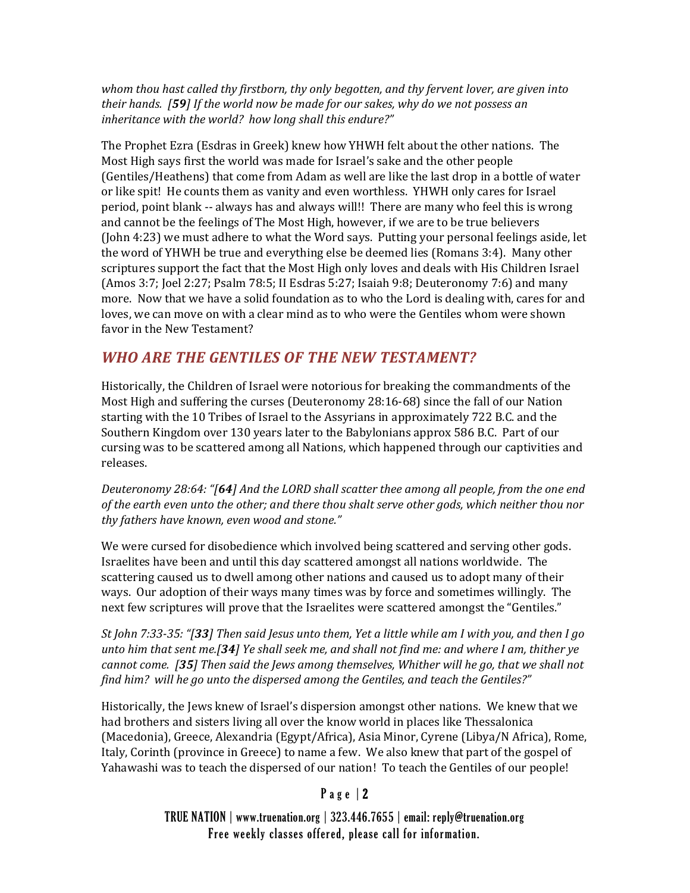*whom thou hast called thy firstborn, thy only begotten, and thy fervent lover, are given into their hands. [**59**] If the world now be made for our sakes, why do we not possess an inheritance with the world? how long shall this endure?"*

The Prophet Ezra (Esdras in Greek) knew how YHWH felt about the other nations. The Most High says first the world was made for Israel's sake and the other people (Gentiles/Heathens) that come from Adam as well are like the last drop in a bottle of water or like spit! He counts them as vanity and even worthless. YHWH only cares for Israel period, point blank -- always has and always will!! There are many who feel this is wrong and cannot be the feelings of The Most High, however, if we are to be true believers (John 4:23) we must adhere to what the Word says. Putting your personal feelings aside, let the word of YHWH be true and everything else be deemed lies (Romans 3:4). Many other scriptures support the fact that the Most High only loves and deals with His Children Israel (Amos 3:7; Joel 2:27; Psalm 78:5; II Esdras 5:27; Isaiah 9:8; Deuteronomy 7:6) and many more. Now that we have a solid foundation as to who the Lord is dealing with, cares for and loves, we can move on with a clear mind as to who were the Gentiles whom were shown favor in the New Testament?

## *WHO ARE THE GENTILES OF THE NEW TESTAMENT?*

Historically, the Children of Israel were notorious for breaking the commandments of the Most High and suffering the curses (Deuteronomy 28:16-68) since the fall of our Nation starting with the 10 Tribes of Israel to the Assyrians in approximately 722 B.C. and the Southern Kingdom over 130 years later to the Babylonians approx 586 B.C. Part of our cursing was to be scattered among all Nations, which happened through our captivities and releases.

*Deuteronomy 28:64: "[**64**] And the LORD shall scatter thee among all people, from the one end of the earth even unto the other; and there thou shalt serve other gods, which neither thou nor thy fathers have known, even wood and stone."*

We were cursed for disobedience which involved being scattered and serving other gods. Israelites have been and until this day scattered amongst all nations worldwide. The scattering caused us to dwell among other nations and caused us to adopt many of their ways. Our adoption of their ways many times was by force and sometimes willingly. The next few scriptures will prove that the Israelites were scattered amongst the "Gentiles."

*St John 7:33-35: "[**33**] Then said Jesus unto them, Yet a little while am I with you, and then I go unto him that sent me.[**34**] Ye shall seek me, and shall not find me: and where I am, thither ye cannot come. [**35**] Then said the Jews among themselves, Whither will he go, that we shall not find him? will he go unto the dispersed among the Gentiles, and teach the Gentiles?"*

Historically, the Jews knew of Israel's dispersion amongst other nations. We knew that we had brothers and sisters living all over the know world in places like Thessalonica (Macedonia), Greece, Alexandria (Egypt/Africa), Asia Minor, Cyrene (Libya/N Africa), Rome, Italy, Corinth (province in Greece) to name a few. We also knew that part of the gospel of Yahawashi was to teach the dispersed of our nation! To teach the Gentiles of our people!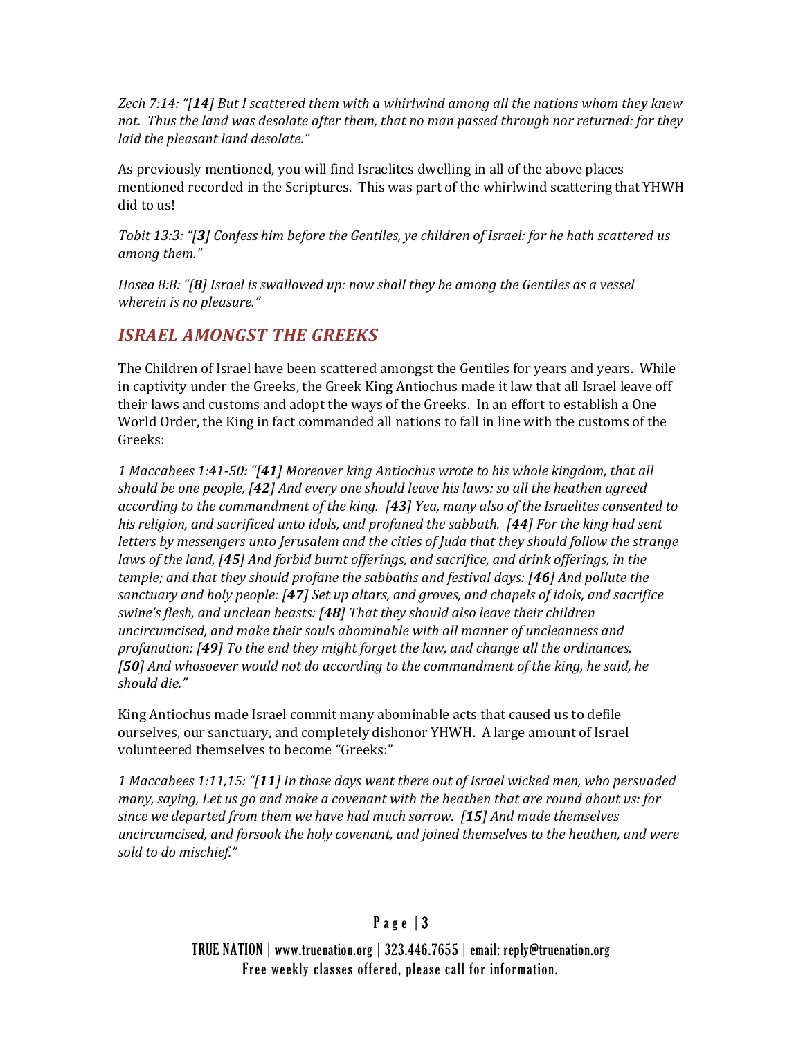*Zech 7:14: "[**14**] But I scattered them with a whirlwind among all the nations whom they knew not. Thus the land was desolate after them, that no man passed through nor returned: for they laid the pleasant land desolate."*

As previously mentioned, you will find Israelites dwelling in all of the above places mentioned recorded in the Scriptures. This was part of the whirlwind scattering that YHWH did to us!

*Tobit 13:3: "[**3**] Confess him before the Gentiles, ye children of Israel: for he hath scattered us among them."*

*Hosea 8:8: "[**8**] Israel is swallowed up: now shall they be among the Gentiles as a vessel wherein is no pleasure."*

## *ISRAEL AMONGST THE GREEKS*

The Children of Israel have been scattered amongst the Gentiles for years and years. While in captivity under the Greeks, the Greek King Antiochus made it law that all Israel leave off their laws and customs and adopt the ways of the Greeks. In an effort to establish a One World Order, the King in fact commanded all nations to fall in line with the customs of the Greeks:

*1 Maccabees 1:41-50: "[**41**] Moreover king Antiochus wrote to his whole kingdom, that all should be one people, [**42**] And every one should leave his laws: so all the heathen agreed according to the commandment of the king. [**43**] Yea, many also of the Israelites consented to his religion, and sacrificed unto idols, and profaned the sabbath. [**44**] For the king had sent letters by messengers unto Jerusalem and the cities of Juda that they should follow the strange laws of the land, [**45**] And forbid burnt offerings, and sacrifice, and drink offerings, in the temple; and that they should profane the sabbaths and festival days: [**46**] And pollute the sanctuary and holy people: [**47**] Set up altars, and groves, and chapels of idols, and sacrifice swine's flesh, and unclean beasts: [**48**] That they should also leave their children uncircumcised, and make their souls abominable with all manner of uncleanness and profanation: [**49**] To the end they might forget the law, and change all the ordinances. [**50**] And whosoever would not do according to the commandment of the king, he said, he should die."*

King Antiochus made Israel commit many abominable acts that caused us to defile ourselves, our sanctuary, and completely dishonor YHWH. A large amount of Israel volunteered themselves to become "Greeks:"

*1 Maccabees 1:11,15: "[**11**] In those days went there out of Israel wicked men, who persuaded many, saying, Let us go and make a covenant with the heathen that are round about us: for since we departed from them we have had much sorrow. [**15**] And made themselves uncircumcised, and forsook the holy covenant, and joined themselves to the heathen, and were sold to do mischief."*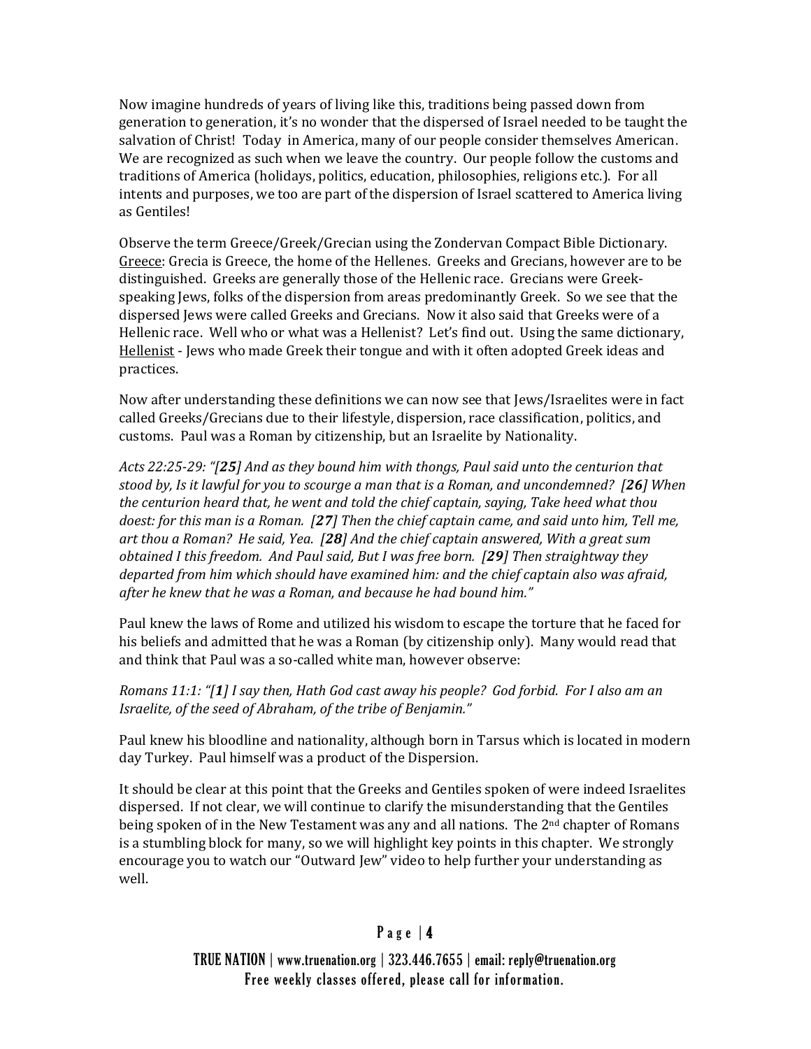Now imagine hundreds of years of living like this, traditions being passed down from generation to generation, it's no wonder that the dispersed of Israel needed to be taught the salvation of Christ! Today in America, many of our people consider themselves American. We are recognized as such when we leave the country. Our people follow the customs and traditions of America (holidays, politics, education, philosophies, religions etc.). For all intents and purposes, we too are part of the dispersion of Israel scattered to America living as Gentiles!

Observe the term Greece/Greek/Grecian using the Zondervan Compact Bible Dictionary. <u>Greece</u>: Grecia is Greece, the home of the Hellenes. Greeks and Grecians, however are to be distinguished. Greeks are generally those of the Hellenic race. Grecians were Greek-speaking Jews, folks of the dispersion from areas predominantly Greek. So we see that the dispersed Jews were called Greeks and Grecians. Now it also said that Greeks were of a Hellenic race. Well who or what was a Hellenist? Let's find out. Using the same dictionary, <u>Hellenist</u> - Jews who made Greek their tongue and with it often adopted Greek ideas and practices.

Now after understanding these definitions we can now see that Jews/Israelites were in fact called Greeks/Grecians due to their lifestyle, dispersion, race classification, politics, and customs. Paul was a Roman by citizenship, but an Israelite by Nationality.

*Acts 22:25-29: "[**25**] And as they bound him with thongs, Paul said unto the centurion that stood by, Is it lawful for you to scourge a man that is a Roman, and uncondemned? [**26**] When the centurion heard that, he went and told the chief captain, saying, Take heed what thou doest: for this man is a Roman. [**27**] Then the chief captain came, and said unto him, Tell me, art thou a Roman? He said, Yea. [**28**] And the chief captain answered, With a great sum obtained I this freedom. And Paul said, But I was free born. [**29**] Then straightway they departed from him which should have examined him: and the chief captain also was afraid, after he knew that he was a Roman, and because he had bound him."*

Paul knew the laws of Rome and utilized his wisdom to escape the torture that he faced for his beliefs and admitted that he was a Roman (by citizenship only). Many would read that and think that Paul was a so-called white man, however observe:

*Romans 11:1: "[**1**] I say then, Hath God cast away his people? God forbid. For I also am an Israelite, of the seed of Abraham, of the tribe of Benjamin."*

Paul knew his bloodline and nationality, although born in Tarsus which is located in modern day Turkey. Paul himself was a product of the Dispersion.

It should be clear at this point that the Greeks and Gentiles spoken of were indeed Israelites dispersed. If not clear, we will continue to clarify the misunderstanding that the Gentiles being spoken of in the New Testament was any and all nations. The 2nd chapter of Romans is a stumbling block for many, so we will highlight key points in this chapter. We strongly encourage you to watch our "Outward Jew" video to help further your understanding as well.

TRUE NATION | www.truenation.org | 323.446.7655 | email: reply@truenation.org
Free weekly classes offered, please call for information.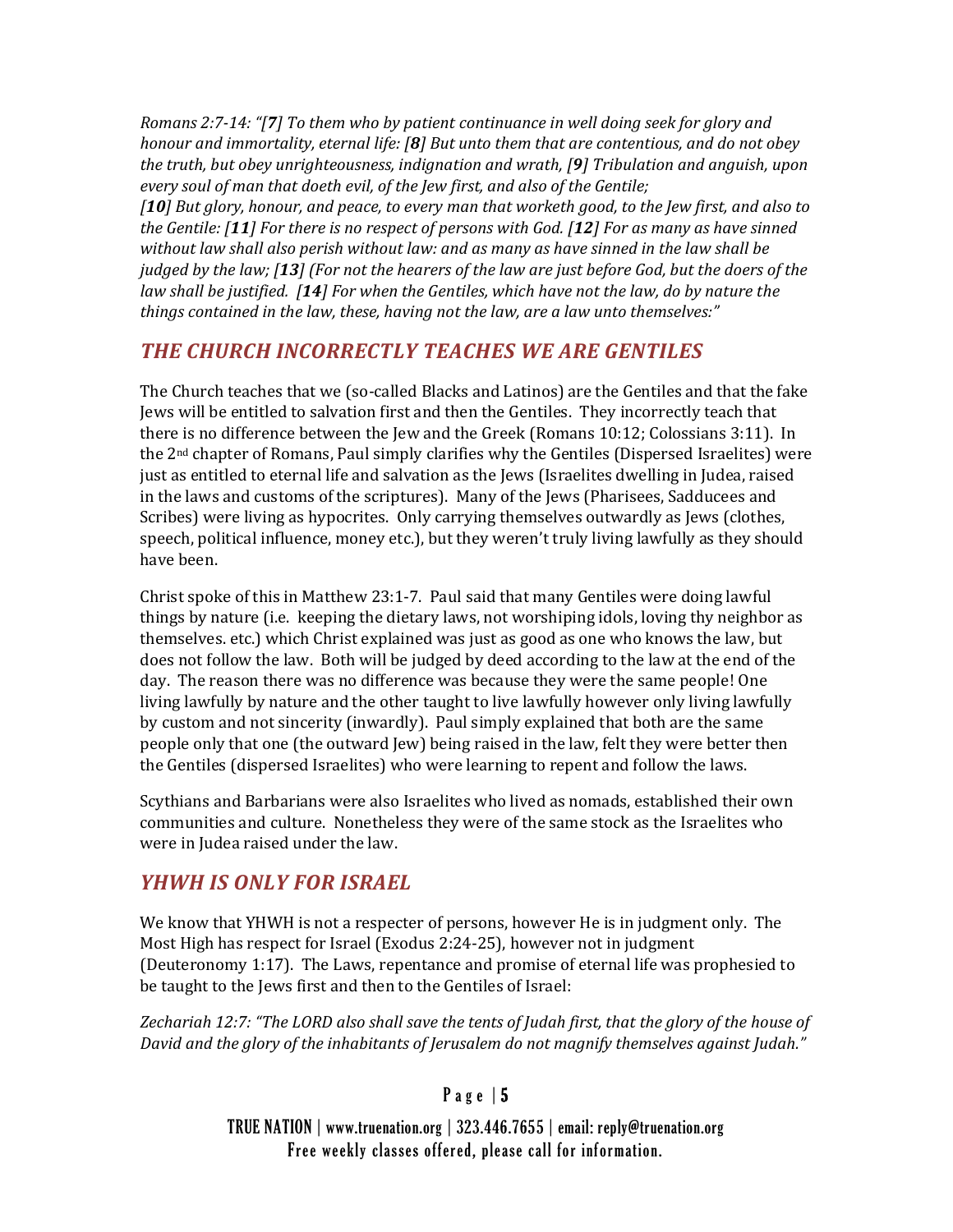*Romans 2:7-14: "[**7**] To them who by patient continuance in well doing seek for glory and honour and immortality, eternal life: [**8**] But unto them that are contentious, and do not obey the truth, but obey unrighteousness, indignation and wrath, [**9**] Tribulation and anguish, upon every soul of man that doeth evil, of the Jew first, and also of the Gentile; [**10**] But glory, honour, and peace, to every man that worketh good, to the Jew first, and also to the Gentile: [**11**] For there is no respect of persons with God. [**12**] For as many as have sinned without law shall also perish without law: and as many as have sinned in the law shall be judged by the law; [**13**] (For not the hearers of the law are just before God, but the doers of the law shall be justified. [**14**] For when the Gentiles, which have not the law, do by nature the things contained in the law, these, having not the law, are a law unto themselves:"*

## *THE CHURCH INCORRECTLY TEACHES WE ARE GENTILES*

The Church teaches that we (so-called Blacks and Latinos) are the Gentiles and that the fake Jews will be entitled to salvation first and then the Gentiles. They incorrectly teach that there is no difference between the Jew and the Greek (Romans 10:12; Colossians 3:11). In the 2nd chapter of Romans, Paul simply clarifies why the Gentiles (Dispersed Israelites) were just as entitled to eternal life and salvation as the Jews (Israelites dwelling in Judea, raised in the laws and customs of the scriptures). Many of the Jews (Pharisees, Sadducees and Scribes) were living as hypocrites. Only carrying themselves outwardly as Jews (clothes, speech, political influence, money etc.), but they weren't truly living lawfully as they should have been.

Christ spoke of this in Matthew 23:1-7. Paul said that many Gentiles were doing lawful things by nature (i.e. keeping the dietary laws, not worshiping idols, loving thy neighbor as themselves. etc.) which Christ explained was just as good as one who knows the law, but does not follow the law. Both will be judged by deed according to the law at the end of the day. The reason there was no difference was because they were the same people! One living lawfully by nature and the other taught to live lawfully however only living lawfully by custom and not sincerity (inwardly). Paul simply explained that both are the same people only that one (the outward Jew) being raised in the law, felt they were better then the Gentiles (dispersed Israelites) who were learning to repent and follow the laws.

Scythians and Barbarians were also Israelites who lived as nomads, established their own communities and culture. Nonetheless they were of the same stock as the Israelites who were in Judea raised under the law.

## *YHWH IS ONLY FOR ISRAEL*

We know that YHWH is not a respecter of persons, however He is in judgment only. The Most High has respect for Israel (Exodus 2:24-25), however not in judgment (Deuteronomy 1:17). The Laws, repentance and promise of eternal life was prophesied to be taught to the Jews first and then to the Gentiles of Israel:

*Zechariah 12:7: "The LORD also shall save the tents of Judah first, that the glory of the house of David and the glory of the inhabitants of Jerusalem do not magnify themselves against Judah."*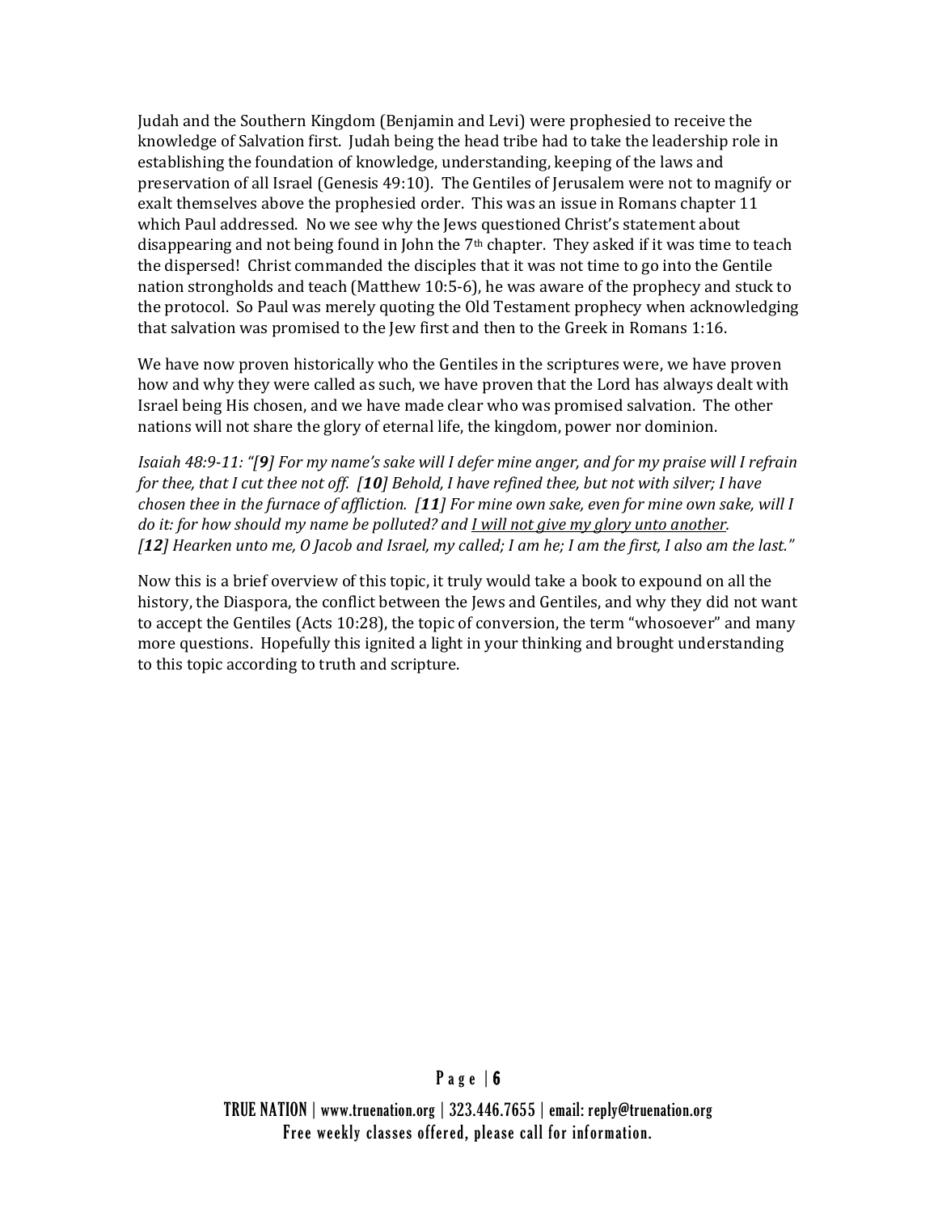Judah and the Southern Kingdom (Benjamin and Levi) were prophesied to receive the knowledge of Salvation first. Judah being the head tribe had to take the leadership role in establishing the foundation of knowledge, understanding, keeping of the laws and preservation of all Israel (Genesis 49:10). The Gentiles of Jerusalem were not to magnify or exalt themselves above the prophesied order. This was an issue in Romans chapter 11 which Paul addressed. No we see why the Jews questioned Christ's statement about disappearing and not being found in John the 7th chapter. They asked if it was time to teach the dispersed! Christ commanded the disciples that it was not time to go into the Gentile nation strongholds and teach (Matthew 10:5-6), he was aware of the prophecy and stuck to the protocol. So Paul was merely quoting the Old Testament prophecy when acknowledging that salvation was promised to the Jew first and then to the Greek in Romans 1:16.

We have now proven historically who the Gentiles in the scriptures were, we have proven how and why they were called as such, we have proven that the Lord has always dealt with Israel being His chosen, and we have made clear who was promised salvation. The other nations will not share the glory of eternal life, the kingdom, power nor dominion.

*Isaiah 48:9-11: "[**9**] For my name's sake will I defer mine anger, and for my praise will I refrain for thee, that I cut thee not off. [**10**] Behold, I have refined thee, but not with silver; I have chosen thee in the furnace of affliction. [**11**] For mine own sake, even for mine own sake, will I do it: for how should my name be polluted? and <u>I will not give my glory unto another.</u> [**12**] Hearken unto me, O Jacob and Israel, my called; I am he; I am the first, I also am the last."*

Now this is a brief overview of this topic, it truly would take a book to expound on all the history, the Diaspora, the conflict between the Jews and Gentiles, and why they did not want to accept the Gentiles (Acts 10:28), the topic of conversion, the term "whosoever" and many more questions. Hopefully this ignited a light in your thinking and brought understanding to this topic according to truth and scripture.